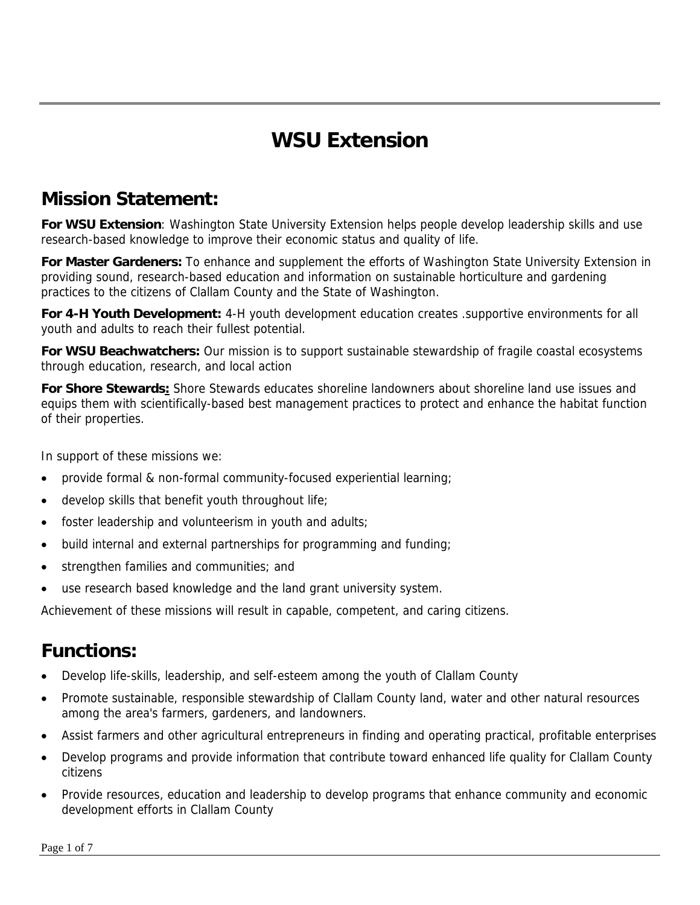# WSU Extension

## Mission Statement:

**For WSU Extension**: Washington State University Extension helps people develop leadership skills and use research-based knowledge to improve their economic status and quality of life.

**For Master Gardeners:** To enhance and supplement the efforts of Washington State University Extension in providing sound, research-based education and information on sustainable horticulture and gardening practices to the citizens of Clallam County and the State of Washington.

**For 4-H Youth Development:** 4-H youth development education creates .supportive environments for all youth and adults to reach their fullest potential.

**For WSU Beachwatchers:** Our mission is to support sustainable stewardship of fragile coastal ecosystems through education, research, and local action

**For Shore Stewards:** Shore Stewards educates shoreline landowners about shoreline land use issues and equips them with scientifically-based best management practices to protect and enhance the habitat function of their properties.

In support of these missions we:

- provide formal & non-formal community-focused experiential learning;
- develop skills that benefit youth throughout life;
- foster leadership and volunteerism in youth and adults;
- build internal and external partnerships for programming and funding;
- strengthen families and communities; and
- use research based knowledge and the land grant university system.

Achievement of these missions will result in capable, competent, and caring citizens.

## Functions:

- Develop life-skills, leadership, and self-esteem among the youth of Clallam County
- Promote sustainable, responsible stewardship of Clallam County land, water and other natural resources among the area's farmers, gardeners, and landowners.
- Assist farmers and other agricultural entrepreneurs in finding and operating practical, profitable enterprises
- Develop programs and provide information that contribute toward enhanced life quality for Clallam County citizens
- Provide resources, education and leadership to develop programs that enhance community and economic development efforts in Clallam County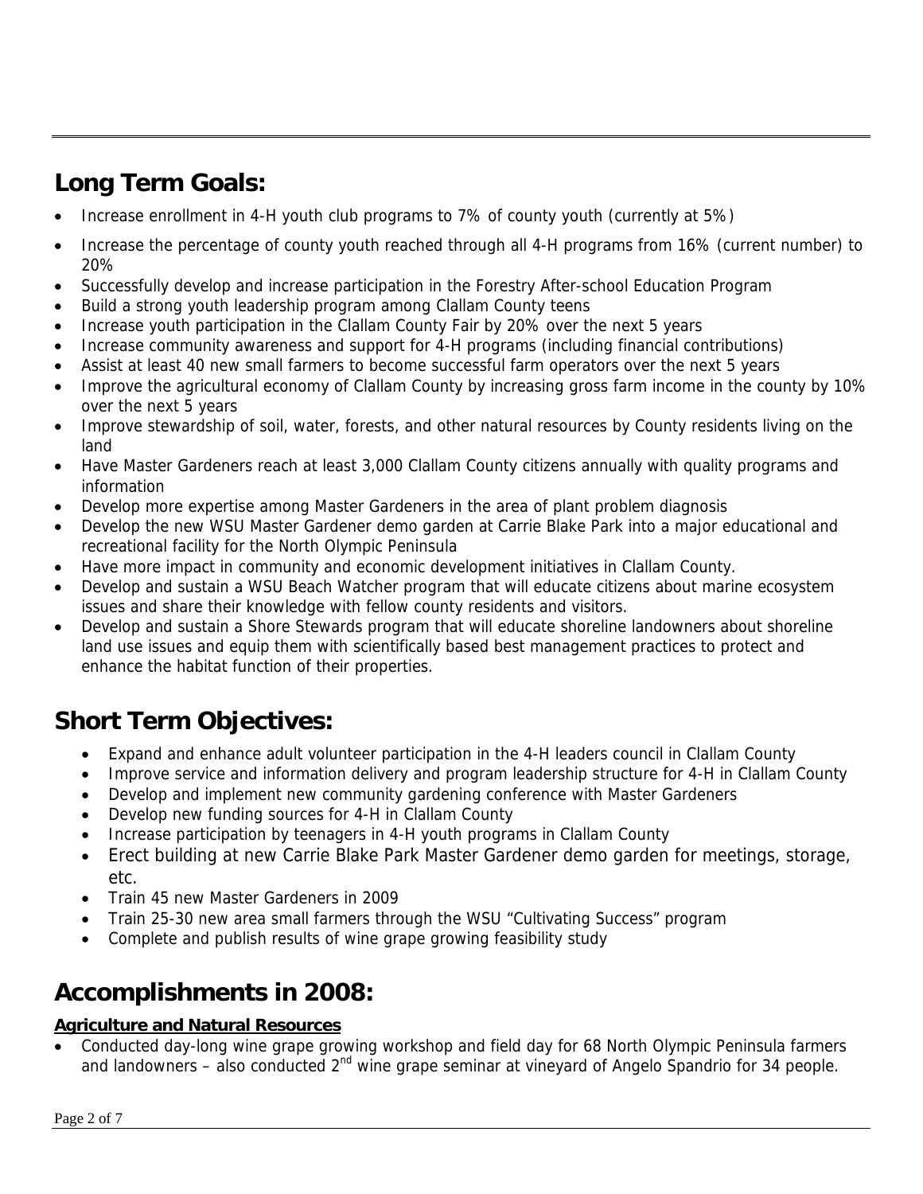## Long Term Goals:

- Increase enrollment in 4-H youth club programs to 7% of county youth (currently at 5%)
- Increase the percentage of county youth reached through all 4-H programs from 16% (current number) to 20%
- Successfully develop and increase participation in the Forestry After-school Education Program
- Build a strong youth leadership program among Clallam County teens
- Increase youth participation in the Clallam County Fair by 20% over the next 5 years
- Increase community awareness and support for 4-H programs (including financial contributions)
- Assist at least 40 new small farmers to become successful farm operators over the next 5 years
- Improve the agricultural economy of Clallam County by increasing gross farm income in the county by 10% over the next 5 years
- Improve stewardship of soil, water, forests, and other natural resources by County residents living on the land
- Have Master Gardeners reach at least 3,000 Clallam County citizens annually with quality programs and information
- Develop more expertise among Master Gardeners in the area of plant problem diagnosis
- Develop the new WSU Master Gardener demo garden at Carrie Blake Park into a major educational and recreational facility for the North Olympic Peninsula
- Have more impact in community and economic development initiatives in Clallam County.
- Develop and sustain a WSU Beach Watcher program that will educate citizens about marine ecosystem issues and share their knowledge with fellow county residents and visitors.
- Develop and sustain a Shore Stewards program that will educate shoreline landowners about shoreline land use issues and equip them with scientifically based best management practices to protect and enhance the habitat function of their properties.

## Short Term Objectives:

- Expand and enhance adult volunteer participation in the 4-H leaders council in Clallam County
- Improve service and information delivery and program leadership structure for 4-H in Clallam County
- Develop and implement new community gardening conference with Master Gardeners
- Develop new funding sources for 4-H in Clallam County
- Increase participation by teenagers in 4-H youth programs in Clallam County
- Erect building at new Carrie Blake Park Master Gardener demo garden for meetings, storage, etc.
- Train 45 new Master Gardeners in 2009
- Train 25-30 new area small farmers through the WSU "Cultivating Success" program
- Complete and publish results of wine grape growing feasibility study

## Accomplishments in 2008:

**Agriculture and Natural Resources**

- Conducted day-long wine grape growing workshop and field day for 68 North Olympic Peninsula farmers and landowners – also conducted 2nd wine grape seminar at vineyard of Angelo Spandrio for 34 people.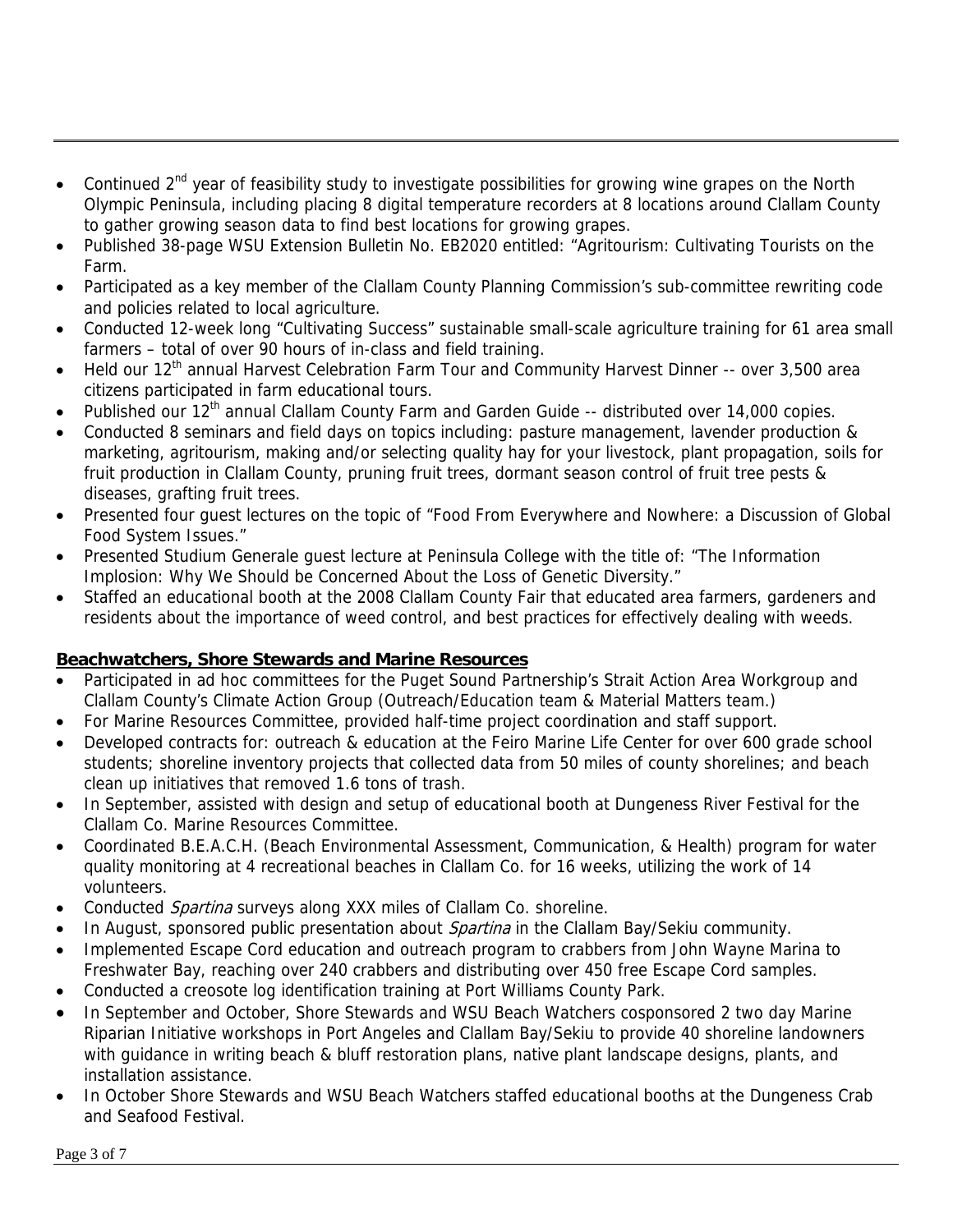- Continued 2nd year of feasibility study to investigate possibilities for growing wine grapes on the North Olympic Peninsula, including placing 8 digital temperature recorders at 8 locations around Clallam County to gather growing season data to find best locations for growing grapes.
- Published 38-page WSU Extension Bulletin No. EB2020 entitled: "Agritourism: Cultivating Tourists on the Farm.
- Participated as a key member of the Clallam County Planning Commission's sub-committee rewriting code and policies related to local agriculture.
- Conducted 12-week long "Cultivating Success" sustainable small-scale agriculture training for 61 area small farmers – total of over 90 hours of in-class and field training.
- Held our 12th annual Harvest Celebration Farm Tour and Community Harvest Dinner -- over 3,500 area citizens participated in farm educational tours.
- Published our 12th annual Clallam County Farm and Garden Guide -- distributed over 14,000 copies.
- Conducted 8 seminars and field days on topics including: pasture management, lavender production & marketing, agritourism, making and/or selecting quality hay for your livestock, plant propagation, soils for fruit production in Clallam County, pruning fruit trees, dormant season control of fruit tree pests & diseases, grafting fruit trees.
- Presented four guest lectures on the topic of "Food From Everywhere and Nowhere: a Discussion of Global Food System Issues."
- Presented Studium Generale guest lecture at Peninsula College with the title of: "The Information Implosion: Why We Should be Concerned About the Loss of Genetic Diversity."
- Staffed an educational booth at the 2008 Clallam County Fair that educated area farmers, gardeners and residents about the importance of weed control, and best practices for effectively dealing with weeds.

**Beachwatchers, Shore Stewards and Marine Resources**

- Participated in ad hoc committees for the Puget Sound Partnership's Strait Action Area Workgroup and Clallam County's Climate Action Group (Outreach/Education team & Material Matters team.)
- For Marine Resources Committee, provided half-time project coordination and staff support.
- Developed contracts for: outreach & education at the Feiro Marine Life Center for over 600 grade school students; shoreline inventory projects that collected data from 50 miles of county shorelines; and beach clean up initiatives that removed 1.6 tons of trash.
- In September, assisted with design and setup of educational booth at Dungeness River Festival for the Clallam Co. Marine Resources Committee.
- Coordinated B.E.A.C.H. (Beach Environmental Assessment, Communication, & Health) program for water quality monitoring at 4 recreational beaches in Clallam Co. for 16 weeks, utilizing the work of 14 volunteers.
- Conducted *Spartina* surveys along XXX miles of Clallam Co. shoreline.
- In August, sponsored public presentation about *Spartina* in the Clallam Bay/Sekiu community.
- Implemented Escape Cord education and outreach program to crabbers from John Wayne Marina to Freshwater Bay, reaching over 240 crabbers and distributing over 450 free Escape Cord samples.
- Conducted a creosote log identification training at Port Williams County Park.
- In September and October, Shore Stewards and WSU Beach Watchers cosponsored 2 two day Marine Riparian Initiative workshops in Port Angeles and Clallam Bay/Sekiu to provide 40 shoreline landowners with guidance in writing beach & bluff restoration plans, native plant landscape designs, plants, and installation assistance.
- In October Shore Stewards and WSU Beach Watchers staffed educational booths at the Dungeness Crab and Seafood Festival.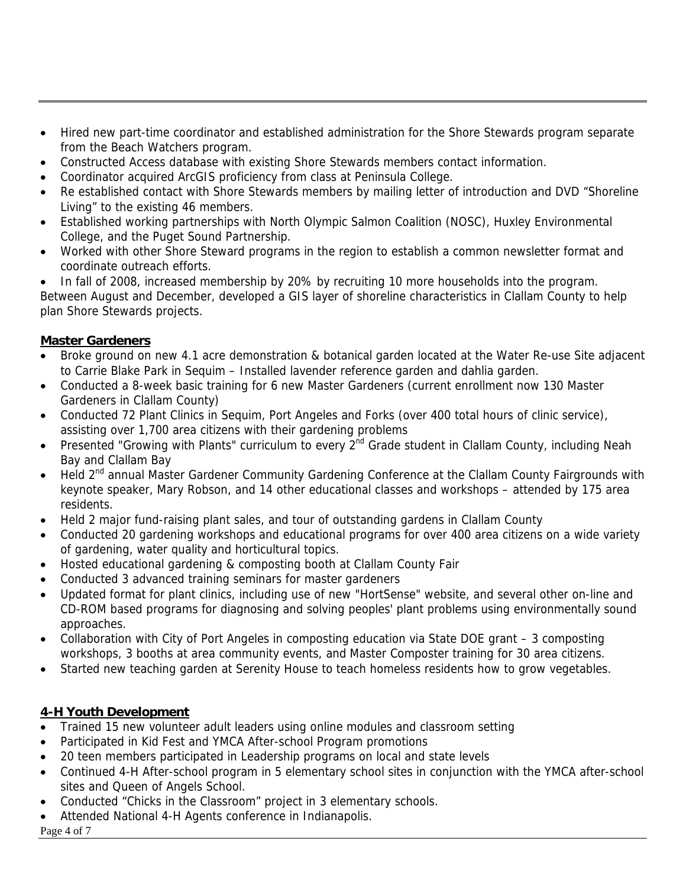- Hired new part-time coordinator and established administration for the Shore Stewards program separate from the Beach Watchers program.
- Constructed Access database with existing Shore Stewards members contact information.
- Coordinator acquired ArcGIS proficiency from class at Peninsula College.
- Re established contact with Shore Stewards members by mailing letter of introduction and DVD "Shoreline Living" to the existing 46 members.
- Established working partnerships with North Olympic Salmon Coalition (NOSC), Huxley Environmental College, and the Puget Sound Partnership.
- Worked with other Shore Steward programs in the region to establish a common newsletter format and coordinate outreach efforts.
- In fall of 2008, increased membership by 20% by recruiting 10 more households into the program.

Between August and December, developed a GIS layer of shoreline characteristics in Clallam County to help plan Shore Stewards projects.

**Master Gardeners**

- Broke ground on new 4.1 acre demonstration & botanical garden located at the Water Re-use Site adjacent to Carrie Blake Park in Sequim – Installed lavender reference garden and dahlia garden.
- Conducted a 8-week basic training for 6 new Master Gardeners (current enrollment now 130 Master Gardeners in Clallam County)
- Conducted 72 Plant Clinics in Sequim, Port Angeles and Forks (over 400 total hours of clinic service), assisting over 1,700 area citizens with their gardening problems
- Presented "Growing with Plants" curriculum to every 2nd Grade student in Clallam County, including Neah Bay and Clallam Bay
- Held 2nd annual Master Gardener Community Gardening Conference at the Clallam County Fairgrounds with keynote speaker, Mary Robson, and 14 other educational classes and workshops – attended by 175 area residents.
- Held 2 major fund-raising plant sales, and tour of outstanding gardens in Clallam County
- Conducted 20 gardening workshops and educational programs for over 400 area citizens on a wide variety of gardening, water quality and horticultural topics.
- Hosted educational gardening & composting booth at Clallam County Fair
- Conducted 3 advanced training seminars for master gardeners
- Updated format for plant clinics, including use of new "HortSense" website, and several other on-line and CD-ROM based programs for diagnosing and solving peoples' plant problems using environmentally sound approaches.
- Collaboration with City of Port Angeles in composting education via State DOE grant – 3 composting workshops, 3 booths at area community events, and Master Composter training for 30 area citizens.
- Started new teaching garden at Serenity House to teach homeless residents how to grow vegetables.

**4-H Youth Development**

- Trained 15 new volunteer adult leaders using online modules and classroom setting
- Participated in Kid Fest and YMCA After-school Program promotions
- 20 teen members participated in Leadership programs on local and state levels
- Continued 4-H After-school program in 5 elementary school sites in conjunction with the YMCA after-school sites and Queen of Angels School.
- Conducted "Chicks in the Classroom" project in 3 elementary schools.
- Attended National 4-H Agents conference in Indianapolis.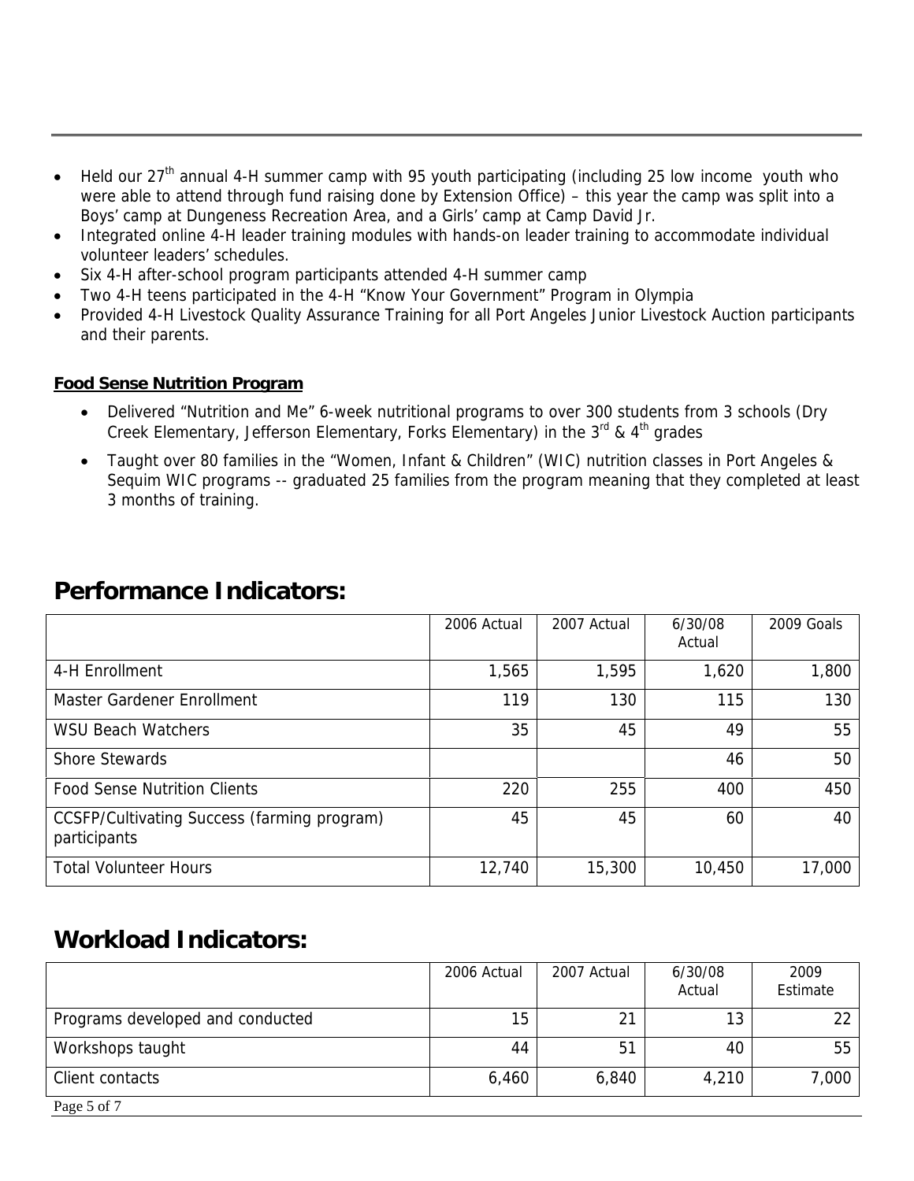- Held our 27th annual 4-H summer camp with 95 youth participating (including 25 low income youth who were able to attend through fund raising done by Extension Office) – this year the camp was split into a Boys' camp at Dungeness Recreation Area, and a Girls' camp at Camp David Jr.
- Integrated online 4-H leader training modules with hands-on leader training to accommodate individual volunteer leaders' schedules.
- Six 4-H after-school program participants attended 4-H summer camp
- Two 4-H teens participated in the 4-H "Know Your Government" Program in Olympia
- Provided 4-H Livestock Quality Assurance Training for all Port Angeles Junior Livestock Auction participants and their parents.

**Food Sense Nutrition Program**

- Delivered "Nutrition and Me" 6-week nutritional programs to over 300 students from 3 schools (Dry Creek Elementary, Jefferson Elementary, Forks Elementary) in the 3rd & 4th grades
- Taught over 80 families in the "Women, Infant & Children" (WIC) nutrition classes in Port Angeles & Sequim WIC programs -- graduated 25 families from the program meaning that they completed at least 3 months of training.

# Performance Indicators:

| | 2006 Actual | 2007 Actual | 6/30/08 Actual | 2009 Goals |
|---|---|---|---|---|
| 4-H Enrollment | 1,565 | 1,595 | 1,620 | 1,800 |
| Master Gardener Enrollment | 119 | 130 | 115 | 130 |
| WSU Beach Watchers | 35 | 45 | 49 | 55 |
| Shore Stewards | | | 46 | 50 |
| Food Sense Nutrition Clients | 220 | 255 | 400 | 450 |
| CCSFP/Cultivating Success (farming program) participants | 45 | 45 | 60 | 40 |
| Total Volunteer Hours | 12,740 | 15,300 | 10,450 | 17,000 |

# Workload Indicators:

| | 2006 Actual | 2007 Actual | 6/30/08 Actual | 2009 Estimate |
|---|---|---|---|---|
| Programs developed and conducted | 15 | 21 | 13 | 22 |
| Workshops taught | 44 | 51 | 40 | 55 |
| Client contacts | 6,460 | 6,840 | 4,210 | 7,000 |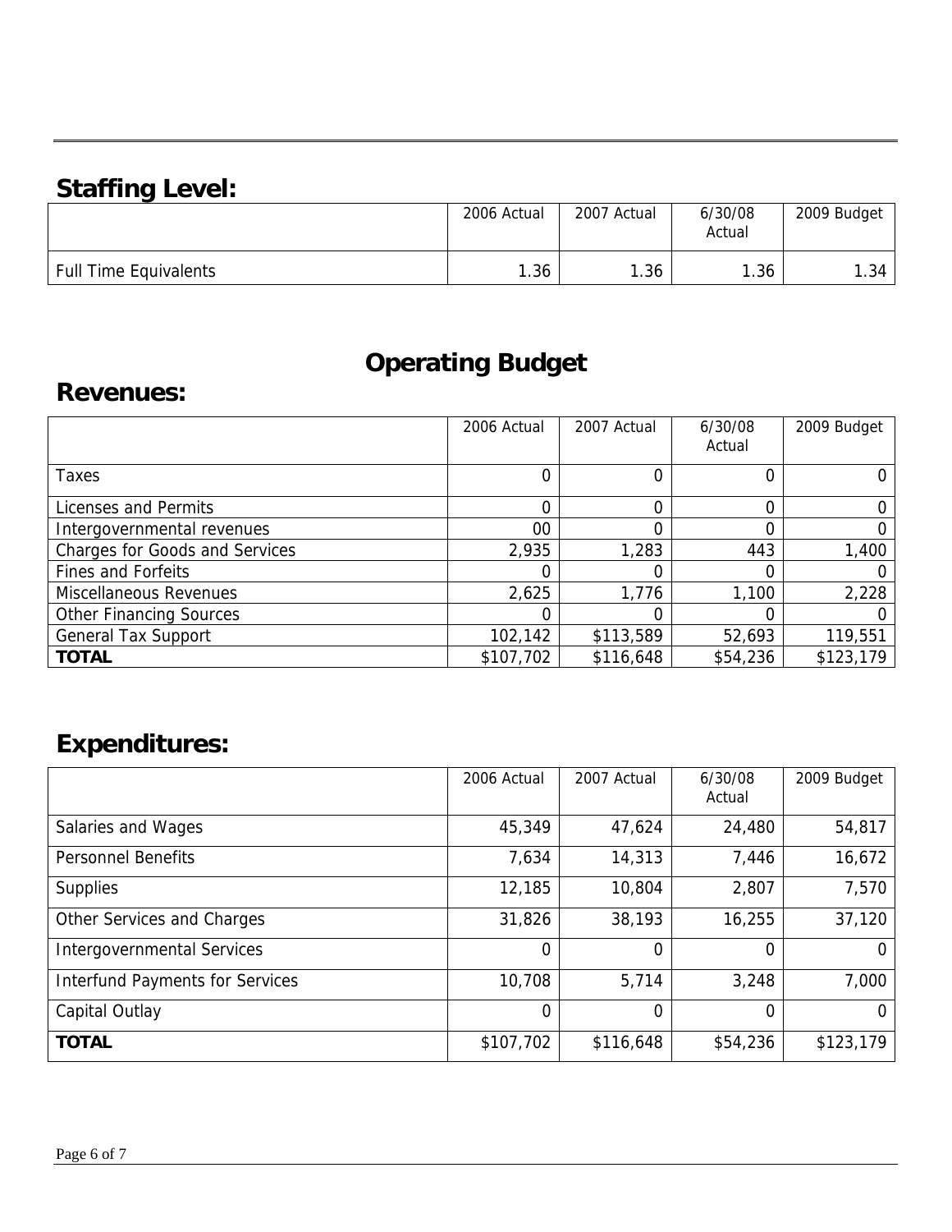## Staffing Level:

| | 2006 Actual | 2007 Actual | 6/30/08 Actual | 2009 Budget |
|---|---|---|---|---|
| Full Time Equivalents | 1.36 | 1.36 | 1.36 | 1.34 |

# Operating Budget

## Revenues:

| | 2006 Actual | 2007 Actual | 6/30/08 Actual | 2009 Budget |
|---|---|---|---|---|
| Taxes | 0 | 0 | 0 | 0 |
| Licenses and Permits | 0 | 0 | 0 | 0 |
| Intergovernmental revenues | 00 | 0 | 0 | 0 |
| Charges for Goods and Services | 2,935 | 1,283 | 443 | 1,400 |
| Fines and Forfeits | 0 | 0 | 0 | 0 |
| Miscellaneous Revenues | 2,625 | 1,776 | 1,100 | 2,228 |
| Other Financing Sources | 0 | 0 | 0 | 0 |
| General Tax Support | 102,142 | $113,589 | 52,693 | 119,551 |
| **TOTAL** | $107,702 | $116,648 | $54,236 | $123,179 |

## Expenditures:

| | 2006 Actual | 2007 Actual | 6/30/08 Actual | 2009 Budget |
|---|---|---|---|---|
| Salaries and Wages | 45,349 | 47,624 | 24,480 | 54,817 |
| Personnel Benefits | 7,634 | 14,313 | 7,446 | 16,672 |
| Supplies | 12,185 | 10,804 | 2,807 | 7,570 |
| Other Services and Charges | 31,826 | 38,193 | 16,255 | 37,120 |
| Intergovernmental Services | 0 | 0 | 0 | 0 |
| Interfund Payments for Services | 10,708 | 5,714 | 3,248 | 7,000 |
| Capital Outlay | 0 | 0 | 0 | 0 |
| **TOTAL** | $107,702 | $116,648 | $54,236 | $123,179 |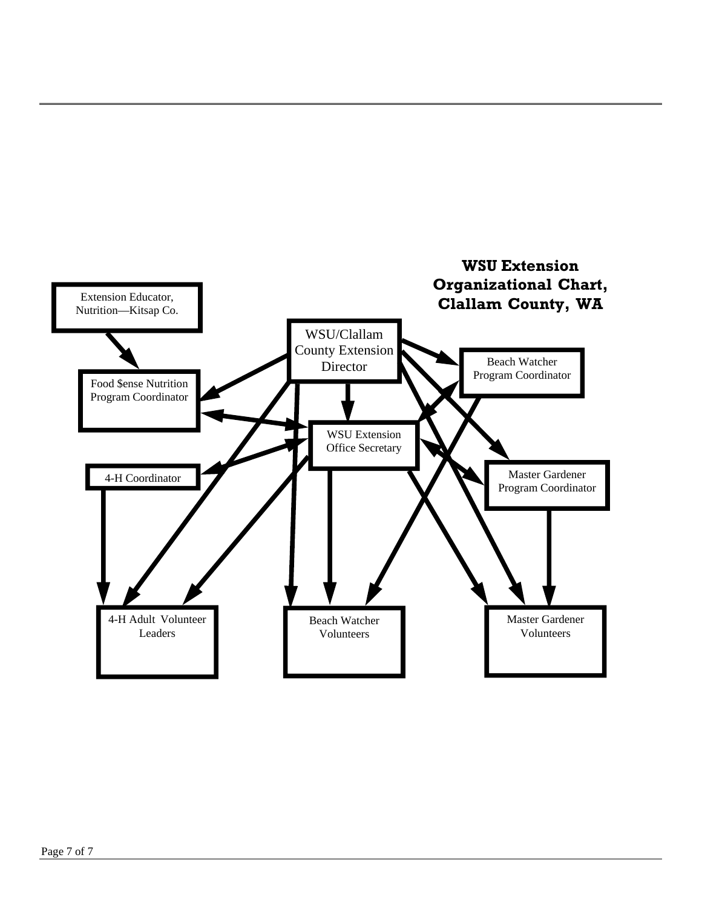**WSU Extension Organizational Chart, Clallam County, WA**

Extension Educator, Nutrition—Kitsap Co.

WSU/Clallam County Extension Director

Beach Watcher Program Coordinator

Food $ense Nutrition Program Coordinator

WSU Extension Office Secretary

4-H Coordinator

Master Gardener Program Coordinator

4-H Adult Volunteer Leaders

Beach Watcher Volunteers

Master Gardener Volunteers